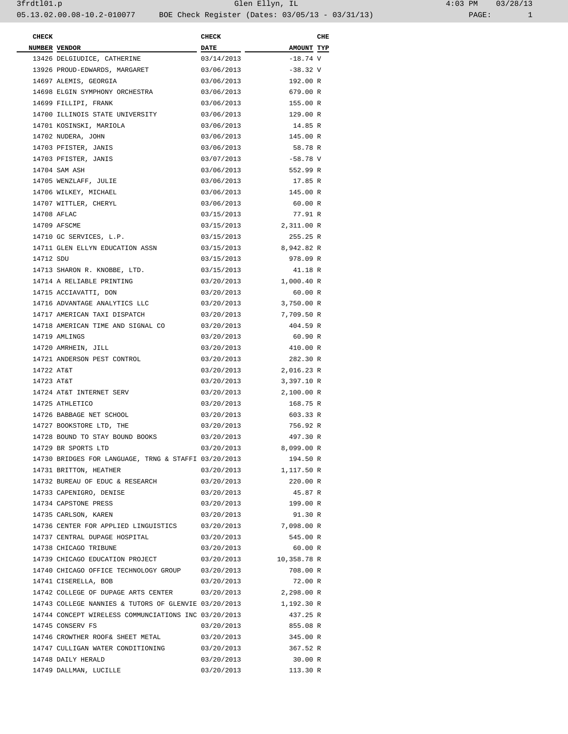| CHECK NUMBER | VENDOR | CHECK DATE | AMOUNT | CHE TYP |
|---|---|---|---|---|
| 13426 | DELGIUDICE, CATHERINE | 03/14/2013 | -18.74 | V |
| 13926 | PROUD-EDWARDS, MARGARET | 03/06/2013 | -38.32 | V |
| 14697 | ALEMIS, GEORGIA | 03/06/2013 | 192.00 | R |
| 14698 | ELGIN SYMPHONY ORCHESTRA | 03/06/2013 | 679.00 | R |
| 14699 | FILLIPI, FRANK | 03/06/2013 | 155.00 | R |
| 14700 | ILLINOIS STATE UNIVERSITY | 03/06/2013 | 129.00 | R |
| 14701 | KOSINSKI, MARIOLA | 03/06/2013 | 14.85 | R |
| 14702 | NUDERA, JOHN | 03/06/2013 | 145.00 | R |
| 14703 | PFISTER, JANIS | 03/06/2013 | 58.78 | R |
| 14703 | PFISTER, JANIS | 03/07/2013 | -58.78 | V |
| 14704 | SAM ASH | 03/06/2013 | 552.99 | R |
| 14705 | WENZLAFF, JULIE | 03/06/2013 | 17.85 | R |
| 14706 | WILKEY, MICHAEL | 03/06/2013 | 145.00 | R |
| 14707 | WITTLER, CHERYL | 03/06/2013 | 60.00 | R |
| 14708 | AFLAC | 03/15/2013 | 77.91 | R |
| 14709 | AFSCME | 03/15/2013 | 2,311.00 | R |
| 14710 | GC SERVICES, L.P. | 03/15/2013 | 255.25 | R |
| 14711 | GLEN ELLYN EDUCATION ASSN | 03/15/2013 | 8,942.82 | R |
| 14712 | SDU | 03/15/2013 | 978.09 | R |
| 14713 | SHARON R. KNOBBE, LTD. | 03/15/2013 | 41.18 | R |
| 14714 | A RELIABLE PRINTING | 03/20/2013 | 1,000.40 | R |
| 14715 | ACCIAVATTI, DON | 03/20/2013 | 60.00 | R |
| 14716 | ADVANTAGE ANALYTICS LLC | 03/20/2013 | 3,750.00 | R |
| 14717 | AMERICAN TAXI DISPATCH | 03/20/2013 | 7,709.50 | R |
| 14718 | AMERICAN TIME AND SIGNAL CO | 03/20/2013 | 404.59 | R |
| 14719 | AMLINGS | 03/20/2013 | 60.90 | R |
| 14720 | AMRHEIN, JILL | 03/20/2013 | 410.00 | R |
| 14721 | ANDERSON PEST CONTROL | 03/20/2013 | 282.30 | R |
| 14722 | AT&T | 03/20/2013 | 2,016.23 | R |
| 14723 | AT&T | 03/20/2013 | 3,397.10 | R |
| 14724 | AT&T INTERNET SERV | 03/20/2013 | 2,100.00 | R |
| 14725 | ATHLETICO | 03/20/2013 | 168.75 | R |
| 14726 | BABBAGE NET SCHOOL | 03/20/2013 | 603.33 | R |
| 14727 | BOOKSTORE LTD, THE | 03/20/2013 | 756.92 | R |
| 14728 | BOUND TO STAY BOUND BOOKS | 03/20/2013 | 497.30 | R |
| 14729 | BR SPORTS LTD | 03/20/2013 | 8,099.00 | R |
| 14730 | BRIDGES FOR LANGUAGE, TRNG & STAFFI | 03/20/2013 | 194.50 | R |
| 14731 | BRITTON, HEATHER | 03/20/2013 | 1,117.50 | R |
| 14732 | BUREAU OF EDUC & RESEARCH | 03/20/2013 | 220.00 | R |
| 14733 | CAPENIGRO, DENISE | 03/20/2013 | 45.87 | R |
| 14734 | CAPSTONE PRESS | 03/20/2013 | 199.00 | R |
| 14735 | CARLSON, KAREN | 03/20/2013 | 91.30 | R |
| 14736 | CENTER FOR APPLIED LINGUISTICS | 03/20/2013 | 7,098.00 | R |
| 14737 | CENTRAL DUPAGE HOSPITAL | 03/20/2013 | 545.00 | R |
| 14738 | CHICAGO TRIBUNE | 03/20/2013 | 60.00 | R |
| 14739 | CHICAGO EDUCATION PROJECT | 03/20/2013 | 10,358.78 | R |
| 14740 | CHICAGO OFFICE TECHNOLOGY GROUP | 03/20/2013 | 708.00 | R |
| 14741 | CISERELLA, BOB | 03/20/2013 | 72.00 | R |
| 14742 | COLLEGE OF DUPAGE ARTS CENTER | 03/20/2013 | 2,298.00 | R |
| 14743 | COLLEGE NANNIES & TUTORS OF GLENVIE | 03/20/2013 | 1,192.30 | R |
| 14744 | CONCEPT WIRELESS COMMUNCIATIONS INC | 03/20/2013 | 437.25 | R |
| 14745 | CONSERV FS | 03/20/2013 | 855.08 | R |
| 14746 | CROWTHER ROOF& SHEET METAL | 03/20/2013 | 345.00 | R |
| 14747 | CULLIGAN WATER CONDITIONING | 03/20/2013 | 367.52 | R |
| 14748 | DAILY HERALD | 03/20/2013 | 30.00 | R |
| 14749 | DALLMAN, LUCILLE | 03/20/2013 | 113.30 | R |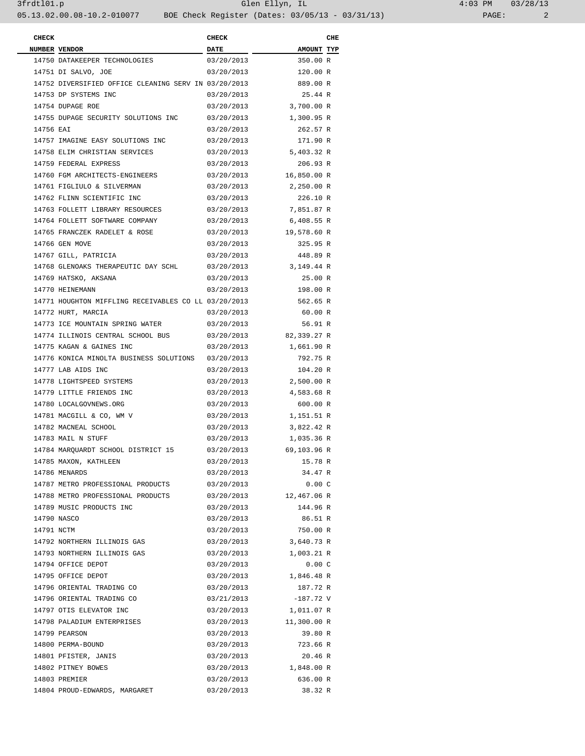| CHECK NUMBER | VENDOR | CHECK DATE | AMOUNT | CHE TYP |
|---|---|---|---|---|
| 14750 | DATAKEEPER TECHNOLOGIES | 03/20/2013 | 350.00 | R |
| 14751 | DI SALVO, JOE | 03/20/2013 | 120.00 | R |
| 14752 | DIVERSIFIED OFFICE CLEANING SERV IN | 03/20/2013 | 889.00 | R |
| 14753 | DP SYSTEMS INC | 03/20/2013 | 25.44 | R |
| 14754 | DUPAGE ROE | 03/20/2013 | 3,700.00 | R |
| 14755 | DUPAGE SECURITY SOLUTIONS INC | 03/20/2013 | 1,300.95 | R |
| 14756 | EAI | 03/20/2013 | 262.57 | R |
| 14757 | IMAGINE EASY SOLUTIONS INC | 03/20/2013 | 171.90 | R |
| 14758 | ELIM CHRISTIAN SERVICES | 03/20/2013 | 5,403.32 | R |
| 14759 | FEDERAL EXPRESS | 03/20/2013 | 206.93 | R |
| 14760 | FGM ARCHITECTS-ENGINEERS | 03/20/2013 | 16,850.00 | R |
| 14761 | FIGLIULO & SILVERMAN | 03/20/2013 | 2,250.00 | R |
| 14762 | FLINN SCIENTIFIC INC | 03/20/2013 | 226.10 | R |
| 14763 | FOLLETT LIBRARY RESOURCES | 03/20/2013 | 7,851.87 | R |
| 14764 | FOLLETT SOFTWARE COMPANY | 03/20/2013 | 6,408.55 | R |
| 14765 | FRANCZEK RADELET & ROSE | 03/20/2013 | 19,578.60 | R |
| 14766 | GEN MOVE | 03/20/2013 | 325.95 | R |
| 14767 | GILL, PATRICIA | 03/20/2013 | 448.89 | R |
| 14768 | GLENOAKS THERAPEUTIC DAY SCHL | 03/20/2013 | 3,149.44 | R |
| 14769 | HATSKO, AKSANA | 03/20/2013 | 25.00 | R |
| 14770 | HEINEMANN | 03/20/2013 | 198.00 | R |
| 14771 | HOUGHTON MIFFLING RECEIVABLES CO LL | 03/20/2013 | 562.65 | R |
| 14772 | HURT, MARCIA | 03/20/2013 | 60.00 | R |
| 14773 | ICE MOUNTAIN SPRING WATER | 03/20/2013 | 56.91 | R |
| 14774 | ILLINOIS CENTRAL SCHOOL BUS | 03/20/2013 | 82,339.27 | R |
| 14775 | KAGAN & GAINES INC | 03/20/2013 | 1,661.90 | R |
| 14776 | KONICA MINOLTA BUSINESS SOLUTIONS | 03/20/2013 | 792.75 | R |
| 14777 | LAB AIDS INC | 03/20/2013 | 104.20 | R |
| 14778 | LIGHTSPEED SYSTEMS | 03/20/2013 | 2,500.00 | R |
| 14779 | LITTLE FRIENDS INC | 03/20/2013 | 4,583.68 | R |
| 14780 | LOCALGOVNEWS.ORG | 03/20/2013 | 600.00 | R |
| 14781 | MACGILL & CO, WM V | 03/20/2013 | 1,151.51 | R |
| 14782 | MACNEAL SCHOOL | 03/20/2013 | 3,822.42 | R |
| 14783 | MAIL N STUFF | 03/20/2013 | 1,035.36 | R |
| 14784 | MARQUARDT SCHOOL DISTRICT 15 | 03/20/2013 | 69,103.96 | R |
| 14785 | MAXON, KATHLEEN | 03/20/2013 | 15.78 | R |
| 14786 | MENARDS | 03/20/2013 | 34.47 | R |
| 14787 | METRO PROFESSIONAL PRODUCTS | 03/20/2013 | 0.00 | C |
| 14788 | METRO PROFESSIONAL PRODUCTS | 03/20/2013 | 12,467.06 | R |
| 14789 | MUSIC PRODUCTS INC | 03/20/2013 | 144.96 | R |
| 14790 | NASCO | 03/20/2013 | 86.51 | R |
| 14791 | NCTM | 03/20/2013 | 750.00 | R |
| 14792 | NORTHERN ILLINOIS GAS | 03/20/2013 | 3,640.73 | R |
| 14793 | NORTHERN ILLINOIS GAS | 03/20/2013 | 1,003.21 | R |
| 14794 | OFFICE DEPOT | 03/20/2013 | 0.00 | C |
| 14795 | OFFICE DEPOT | 03/20/2013 | 1,846.48 | R |
| 14796 | ORIENTAL TRADING CO | 03/20/2013 | 187.72 | R |
| 14796 | ORIENTAL TRADING CO | 03/21/2013 | -187.72 | V |
| 14797 | OTIS ELEVATOR INC | 03/20/2013 | 1,011.07 | R |
| 14798 | PALADIUM ENTERPRISES | 03/20/2013 | 11,300.00 | R |
| 14799 | PEARSON | 03/20/2013 | 39.80 | R |
| 14800 | PERMA-BOUND | 03/20/2013 | 723.66 | R |
| 14801 | PFISTER, JANIS | 03/20/2013 | 20.46 | R |
| 14802 | PITNEY BOWES | 03/20/2013 | 1,848.00 | R |
| 14803 | PREMIER | 03/20/2013 | 636.00 | R |
| 14804 | PROUD-EDWARDS, MARGARET | 03/20/2013 | 38.32 | R |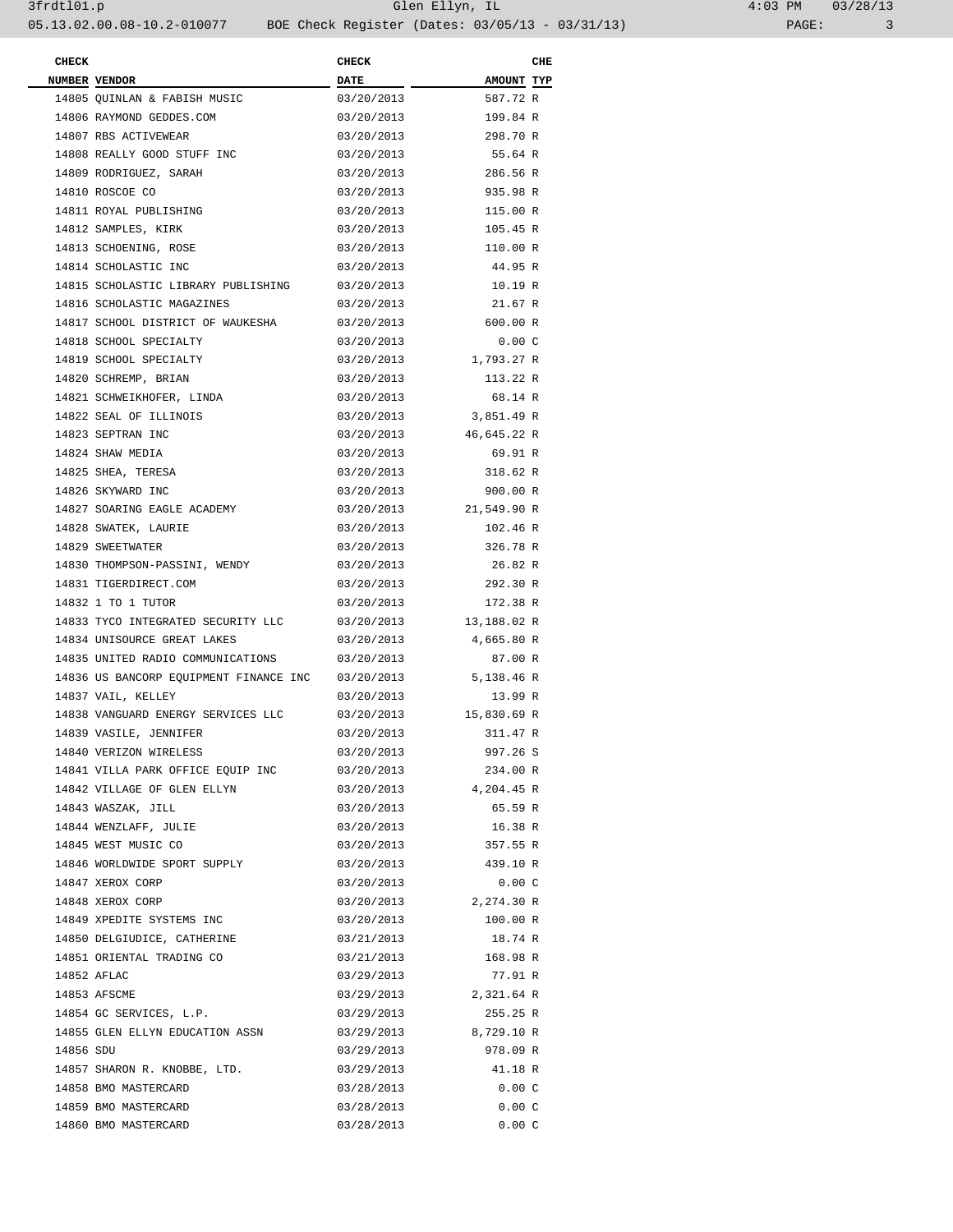| CHECK NUMBER | VENDOR | CHECK DATE | AMOUNT | CHE TYP |
|---|---|---|---|---|
| 14805 | QUINLAN & FABISH MUSIC | 03/20/2013 | 587.72 | R |
| 14806 | RAYMOND GEDDES.COM | 03/20/2013 | 199.84 | R |
| 14807 | RBS ACTIVEWEAR | 03/20/2013 | 298.70 | R |
| 14808 | REALLY GOOD STUFF INC | 03/20/2013 | 55.64 | R |
| 14809 | RODRIGUEZ, SARAH | 03/20/2013 | 286.56 | R |
| 14810 | ROSCOE CO | 03/20/2013 | 935.98 | R |
| 14811 | ROYAL PUBLISHING | 03/20/2013 | 115.00 | R |
| 14812 | SAMPLES, KIRK | 03/20/2013 | 105.45 | R |
| 14813 | SCHOENING, ROSE | 03/20/2013 | 110.00 | R |
| 14814 | SCHOLASTIC INC | 03/20/2013 | 44.95 | R |
| 14815 | SCHOLASTIC LIBRARY PUBLISHING | 03/20/2013 | 10.19 | R |
| 14816 | SCHOLASTIC MAGAZINES | 03/20/2013 | 21.67 | R |
| 14817 | SCHOOL DISTRICT OF WAUKESHA | 03/20/2013 | 600.00 | R |
| 14818 | SCHOOL SPECIALTY | 03/20/2013 | 0.00 | C |
| 14819 | SCHOOL SPECIALTY | 03/20/2013 | 1,793.27 | R |
| 14820 | SCHREMP, BRIAN | 03/20/2013 | 113.22 | R |
| 14821 | SCHWEIKHOFER, LINDA | 03/20/2013 | 68.14 | R |
| 14822 | SEAL OF ILLINOIS | 03/20/2013 | 3,851.49 | R |
| 14823 | SEPTRAN INC | 03/20/2013 | 46,645.22 | R |
| 14824 | SHAW MEDIA | 03/20/2013 | 69.91 | R |
| 14825 | SHEA, TERESA | 03/20/2013 | 318.62 | R |
| 14826 | SKYWARD INC | 03/20/2013 | 900.00 | R |
| 14827 | SOARING EAGLE ACADEMY | 03/20/2013 | 21,549.90 | R |
| 14828 | SWATEK, LAURIE | 03/20/2013 | 102.46 | R |
| 14829 | SWEETWATER | 03/20/2013 | 326.78 | R |
| 14830 | THOMPSON-PASSINI, WENDY | 03/20/2013 | 26.82 | R |
| 14831 | TIGERDIRECT.COM | 03/20/2013 | 292.30 | R |
| 14832 | 1 TO 1 TUTOR | 03/20/2013 | 172.38 | R |
| 14833 | TYCO INTEGRATED SECURITY LLC | 03/20/2013 | 13,188.02 | R |
| 14834 | UNISOURCE GREAT LAKES | 03/20/2013 | 4,665.80 | R |
| 14835 | UNITED RADIO COMMUNICATIONS | 03/20/2013 | 87.00 | R |
| 14836 | US BANCORP EQUIPMENT FINANCE INC | 03/20/2013 | 5,138.46 | R |
| 14837 | VAIL, KELLEY | 03/20/2013 | 13.99 | R |
| 14838 | VANGUARD ENERGY SERVICES LLC | 03/20/2013 | 15,830.69 | R |
| 14839 | VASILE, JENNIFER | 03/20/2013 | 311.47 | R |
| 14840 | VERIZON WIRELESS | 03/20/2013 | 997.26 | S |
| 14841 | VILLA PARK OFFICE EQUIP INC | 03/20/2013 | 234.00 | R |
| 14842 | VILLAGE OF GLEN ELLYN | 03/20/2013 | 4,204.45 | R |
| 14843 | WASZAK, JILL | 03/20/2013 | 65.59 | R |
| 14844 | WENZLAFF, JULIE | 03/20/2013 | 16.38 | R |
| 14845 | WEST MUSIC CO | 03/20/2013 | 357.55 | R |
| 14846 | WORLDWIDE SPORT SUPPLY | 03/20/2013 | 439.10 | R |
| 14847 | XEROX CORP | 03/20/2013 | 0.00 | C |
| 14848 | XEROX CORP | 03/20/2013 | 2,274.30 | R |
| 14849 | XPEDITE SYSTEMS INC | 03/20/2013 | 100.00 | R |
| 14850 | DELGIUDICE, CATHERINE | 03/21/2013 | 18.74 | R |
| 14851 | ORIENTAL TRADING CO | 03/21/2013 | 168.98 | R |
| 14852 | AFLAC | 03/29/2013 | 77.91 | R |
| 14853 | AFSCME | 03/29/2013 | 2,321.64 | R |
| 14854 | GC SERVICES, L.P. | 03/29/2013 | 255.25 | R |
| 14855 | GLEN ELLYN EDUCATION ASSN | 03/29/2013 | 8,729.10 | R |
| 14856 | SDU | 03/29/2013 | 978.09 | R |
| 14857 | SHARON R. KNOBBE, LTD. | 03/29/2013 | 41.18 | R |
| 14858 | BMO MASTERCARD | 03/28/2013 | 0.00 | C |
| 14859 | BMO MASTERCARD | 03/28/2013 | 0.00 | C |
| 14860 | BMO MASTERCARD | 03/28/2013 | 0.00 | C |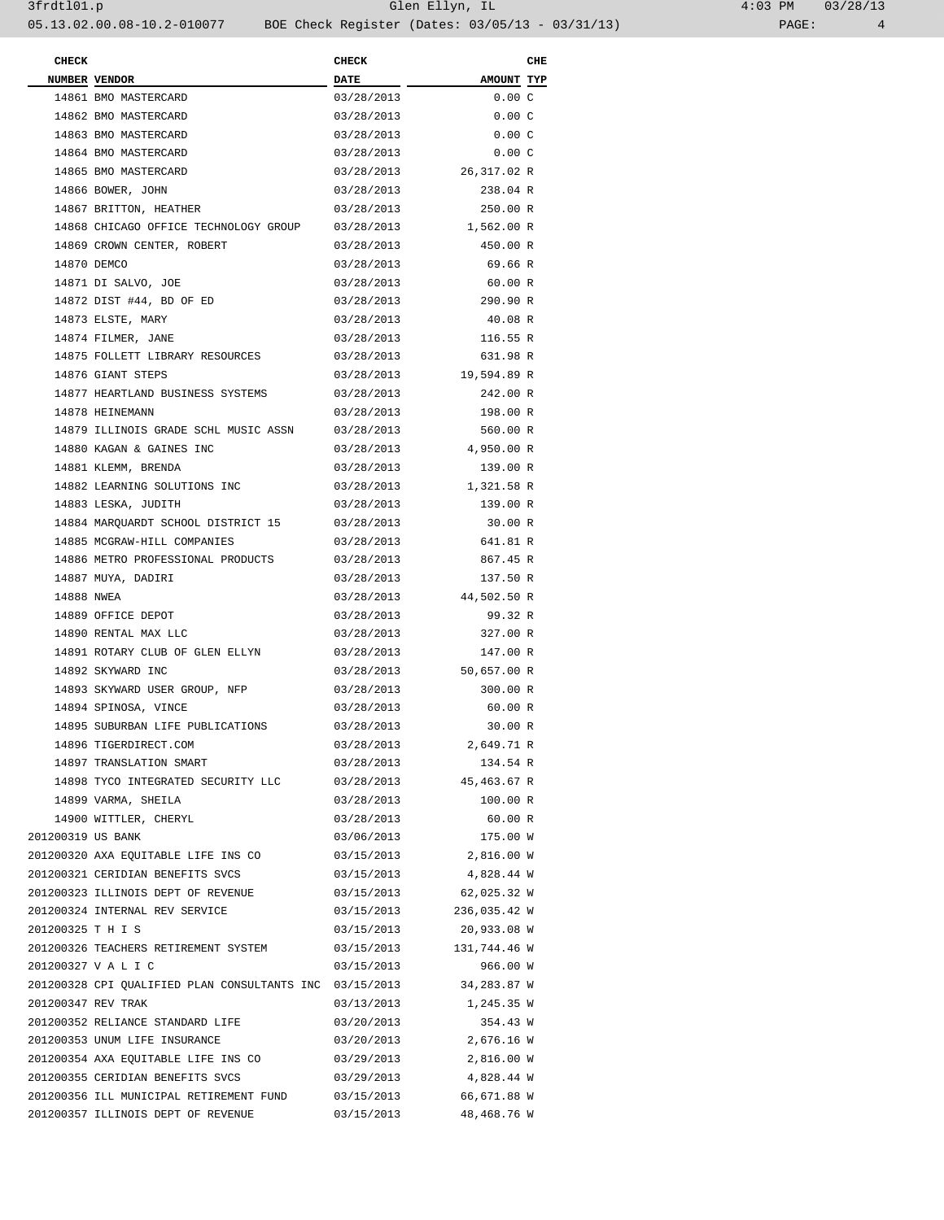| CHECK NUMBER | VENDOR | CHECK DATE | AMOUNT | CHE TYP |
|---|---|---|---|---|
| 14861 | BMO MASTERCARD | 03/28/2013 | 0.00 | C |
| 14862 | BMO MASTERCARD | 03/28/2013 | 0.00 | C |
| 14863 | BMO MASTERCARD | 03/28/2013 | 0.00 | C |
| 14864 | BMO MASTERCARD | 03/28/2013 | 0.00 | C |
| 14865 | BMO MASTERCARD | 03/28/2013 | 26,317.02 | R |
| 14866 | BOWER, JOHN | 03/28/2013 | 238.04 | R |
| 14867 | BRITTON, HEATHER | 03/28/2013 | 250.00 | R |
| 14868 | CHICAGO OFFICE TECHNOLOGY GROUP | 03/28/2013 | 1,562.00 | R |
| 14869 | CROWN CENTER, ROBERT | 03/28/2013 | 450.00 | R |
| 14870 | DEMCO | 03/28/2013 | 69.66 | R |
| 14871 | DI SALVO, JOE | 03/28/2013 | 60.00 | R |
| 14872 | DIST #44, BD OF ED | 03/28/2013 | 290.90 | R |
| 14873 | ELSTE, MARY | 03/28/2013 | 40.08 | R |
| 14874 | FILMER, JANE | 03/28/2013 | 116.55 | R |
| 14875 | FOLLETT LIBRARY RESOURCES | 03/28/2013 | 631.98 | R |
| 14876 | GIANT STEPS | 03/28/2013 | 19,594.89 | R |
| 14877 | HEARTLAND BUSINESS SYSTEMS | 03/28/2013 | 242.00 | R |
| 14878 | HEINEMANN | 03/28/2013 | 198.00 | R |
| 14879 | ILLINOIS GRADE SCHL MUSIC ASSN | 03/28/2013 | 560.00 | R |
| 14880 | KAGAN & GAINES INC | 03/28/2013 | 4,950.00 | R |
| 14881 | KLEMM, BRENDA | 03/28/2013 | 139.00 | R |
| 14882 | LEARNING SOLUTIONS INC | 03/28/2013 | 1,321.58 | R |
| 14883 | LESKA, JUDITH | 03/28/2013 | 139.00 | R |
| 14884 | MARQUARDT SCHOOL DISTRICT 15 | 03/28/2013 | 30.00 | R |
| 14885 | MCGRAW-HILL COMPANIES | 03/28/2013 | 641.81 | R |
| 14886 | METRO PROFESSIONAL PRODUCTS | 03/28/2013 | 867.45 | R |
| 14887 | MUYA, DADIRI | 03/28/2013 | 137.50 | R |
| 14888 | NWEA | 03/28/2013 | 44,502.50 | R |
| 14889 | OFFICE DEPOT | 03/28/2013 | 99.32 | R |
| 14890 | RENTAL MAX LLC | 03/28/2013 | 327.00 | R |
| 14891 | ROTARY CLUB OF GLEN ELLYN | 03/28/2013 | 147.00 | R |
| 14892 | SKYWARD INC | 03/28/2013 | 50,657.00 | R |
| 14893 | SKYWARD USER GROUP, NFP | 03/28/2013 | 300.00 | R |
| 14894 | SPINOSA, VINCE | 03/28/2013 | 60.00 | R |
| 14895 | SUBURBAN LIFE PUBLICATIONS | 03/28/2013 | 30.00 | R |
| 14896 | TIGERDIRECT.COM | 03/28/2013 | 2,649.71 | R |
| 14897 | TRANSLATION SMART | 03/28/2013 | 134.54 | R |
| 14898 | TYCO INTEGRATED SECURITY LLC | 03/28/2013 | 45,463.67 | R |
| 14899 | VARMA, SHEILA | 03/28/2013 | 100.00 | R |
| 14900 | WITTLER, CHERYL | 03/28/2013 | 60.00 | R |
| 201200319 | US BANK | 03/06/2013 | 175.00 | W |
| 201200320 | AXA EQUITABLE LIFE INS CO | 03/15/2013 | 2,816.00 | W |
| 201200321 | CERIDIAN BENEFITS SVCS | 03/15/2013 | 4,828.44 | W |
| 201200323 | ILLINOIS DEPT OF REVENUE | 03/15/2013 | 62,025.32 | W |
| 201200324 | INTERNAL REV SERVICE | 03/15/2013 | 236,035.42 | W |
| 201200325 | T H I S | 03/15/2013 | 20,933.08 | W |
| 201200326 | TEACHERS RETIREMENT SYSTEM | 03/15/2013 | 131,744.46 | W |
| 201200327 | V A L I C | 03/15/2013 | 966.00 | W |
| 201200328 | CPI QUALIFIED PLAN CONSULTANTS INC | 03/15/2013 | 34,283.87 | W |
| 201200347 | REV TRAK | 03/13/2013 | 1,245.35 | W |
| 201200352 | RELIANCE STANDARD LIFE | 03/20/2013 | 354.43 | W |
| 201200353 | UNUM LIFE INSURANCE | 03/20/2013 | 2,676.16 | W |
| 201200354 | AXA EQUITABLE LIFE INS CO | 03/29/2013 | 2,816.00 | W |
| 201200355 | CERIDIAN BENEFITS SVCS | 03/29/2013 | 4,828.44 | W |
| 201200356 | ILL MUNICIPAL RETIREMENT FUND | 03/15/2013 | 66,671.88 | W |
| 201200357 | ILLINOIS DEPT OF REVENUE | 03/15/2013 | 48,468.76 | W |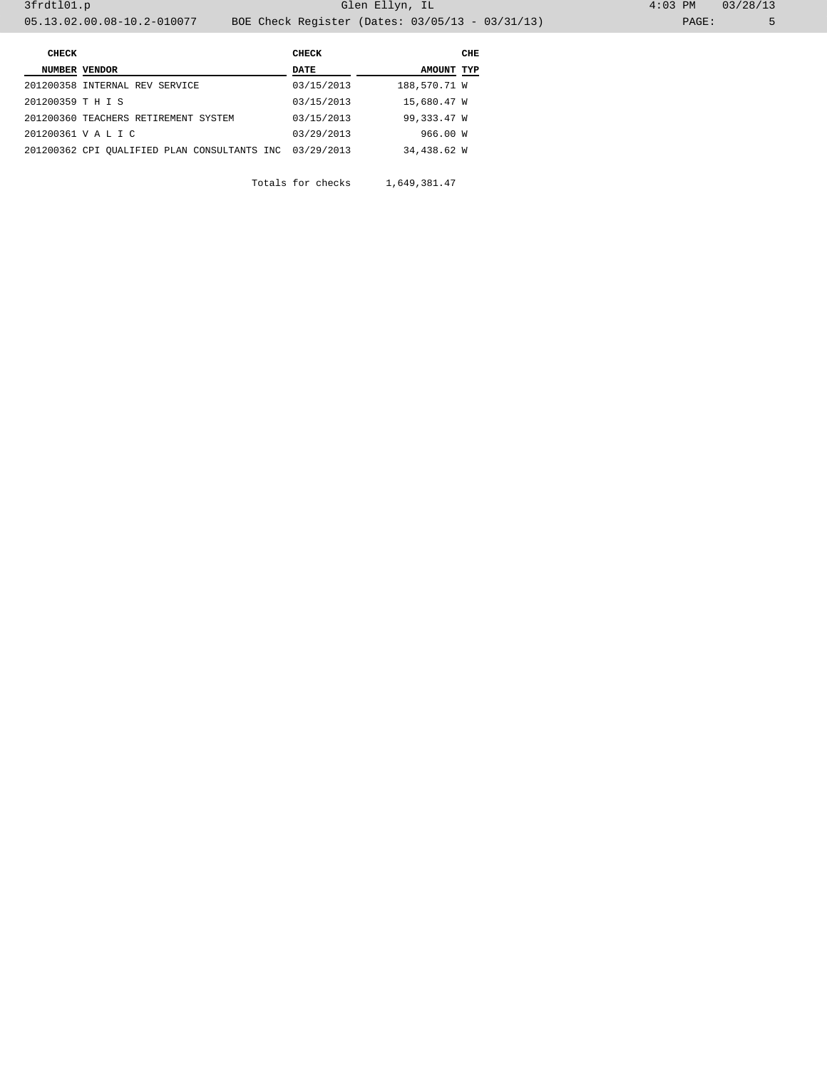| CHECK NUMBER | VENDOR | CHECK DATE | AMOUNT | CHE TYP |
|---|---|---|---|---|
| 201200358 | INTERNAL REV SERVICE | 03/15/2013 | 188,570.71 | W |
| 201200359 | T H I S | 03/15/2013 | 15,680.47 | W |
| 201200360 | TEACHERS RETIREMENT SYSTEM | 03/15/2013 | 99,333.47 | W |
| 201200361 | V A L I C | 03/29/2013 | 966.00 | W |
| 201200362 | CPI QUALIFIED PLAN CONSULTANTS INC | 03/29/2013 | 34,438.62 | W |
| | | Totals for checks | 1,649,381.47 | |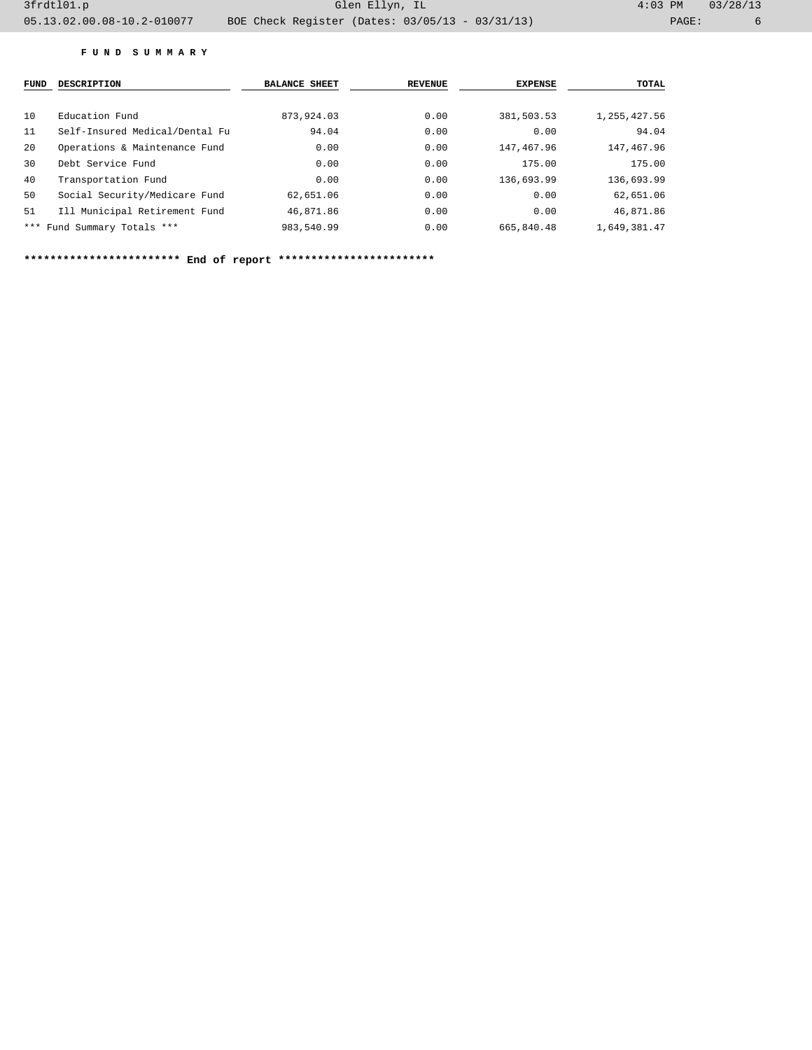**F U N D S U M M A R Y**

| FUND | DESCRIPTION | BALANCE SHEET | REVENUE | EXPENSE | TOTAL |
|---|---|---|---|---|---|
| 10 | Education Fund | 873,924.03 | 0.00 | 381,503.53 | 1,255,427.56 |
| 11 | Self-Insured Medical/Dental Fu | 94.04 | 0.00 | 0.00 | 94.04 |
| 20 | Operations & Maintenance Fund | 0.00 | 0.00 | 147,467.96 | 147,467.96 |
| 30 | Debt Service Fund | 0.00 | 0.00 | 175.00 | 175.00 |
| 40 | Transportation Fund | 0.00 | 0.00 | 136,693.99 | 136,693.99 |
| 50 | Social Security/Medicare Fund | 62,651.06 | 0.00 | 0.00 | 62,651.06 |
| 51 | Ill Municipal Retirement Fund | 46,871.86 | 0.00 | 0.00 | 46,871.86 |
| *** Fund Summary Totals *** | | 983,540.99 | 0.00 | 665,840.48 | 1,649,381.47 |

************************* **End of report** *************************